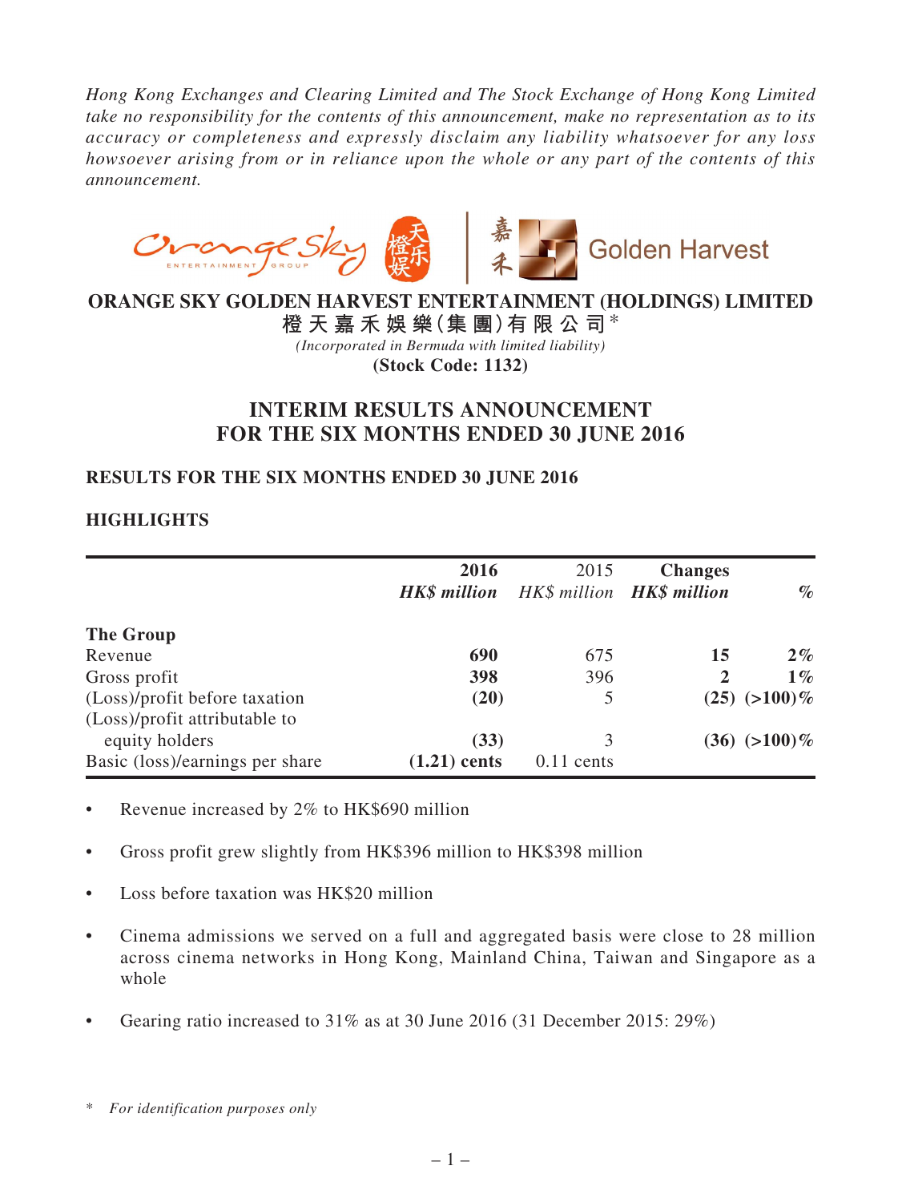*Hong Kong Exchanges and Clearing Limited and The Stock Exchange of Hong Kong Limited take no responsibility for the contents of this announcement, make no representation as to its accuracy or completeness and expressly disclaim any liability whatsoever for any loss howsoever arising from or in reliance upon the whole or any part of the contents of this announcement.*

**ORANGE SKY GOLDEN HARVEST ENTERTAINMENT (HOLDINGS) LIMITED**
**橙天嘉禾娛樂(集團)有限公司***

*(Incorporated in Bermuda with limited liability)*
**(Stock Code: 1132)**

# INTERIM RESULTS ANNOUNCEMENT FOR THE SIX MONTHS ENDED 30 JUNE 2016

## RESULTS FOR THE SIX MONTHS ENDED 30 JUNE 2016

## HIGHLIGHTS

| | **2016** | 2015 | **Changes** | |
|---|---|---|---|---|
| | ***HK$ million*** | *HK$ million* | ***HK$ million*** | *%* |
| **The Group** | | | | |
| Revenue | **690** | 675 | **15** | **2%** |
| Gross profit | **398** | 396 | **2** | **1%** |
| (Loss)/profit before taxation | **(20)** | 5 | **(25)** | **(>100)%** |
| (Loss)/profit attributable to equity holders | **(33)** | 3 | **(36)** | **(>100)%** |
| Basic (loss)/earnings per share | **(1.21) cents** | 0.11 cents | | |

- Revenue increased by 2% to HK$690 million
- Gross profit grew slightly from HK$396 million to HK$398 million
- Loss before taxation was HK$20 million
- Cinema admissions we served on a full and aggregated basis were close to 28 million across cinema networks in Hong Kong, Mainland China, Taiwan and Singapore as a whole
- Gearing ratio increased to 31% as at 30 June 2016 (31 December 2015: 29%)

\* *For identification purposes only*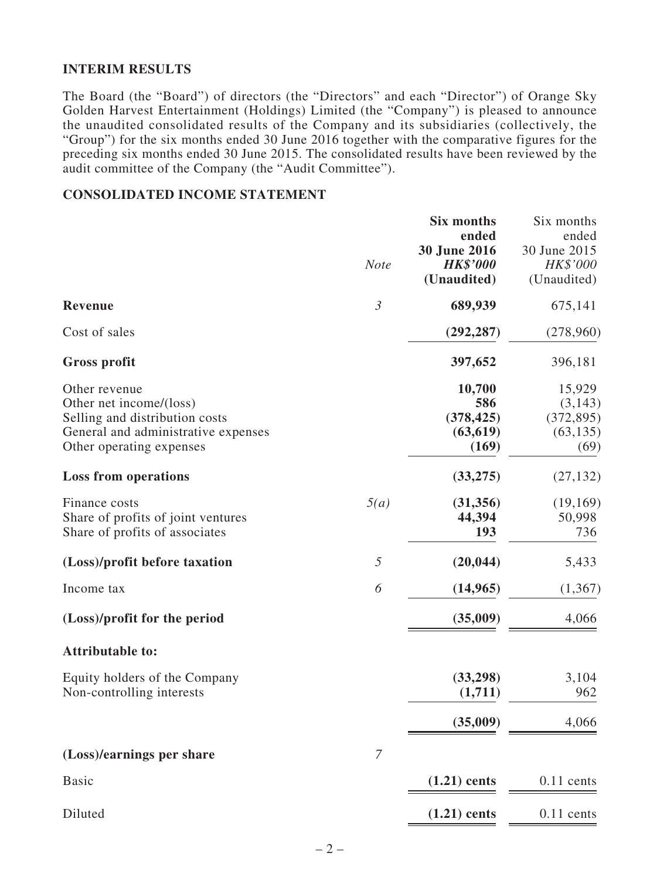## INTERIM RESULTS

The Board (the "Board") of directors (the "Directors" and each "Director") of Orange Sky Golden Harvest Entertainment (Holdings) Limited (the "Company") is pleased to announce the unaudited consolidated results of the Company and its subsidiaries (collectively, the "Group") for the six months ended 30 June 2016 together with the comparative figures for the preceding six months ended 30 June 2015. The consolidated results have been reviewed by the audit committee of the Company (the "Audit Committee").

## CONSOLIDATED INCOME STATEMENT

| | *Note* | **Six months ended 30 June 2016** ***HK$'000*** **(Unaudited)** | Six months ended 30 June 2015 *HK$'000* (Unaudited) |
|---|---|---|---|
| **Revenue** | *3* | **689,939** | 675,141 |
| Cost of sales | | **(292,287)** | (278,960) |
| **Gross profit** | | **397,652** | 396,181 |
| Other revenue | | **10,700** | 15,929 |
| Other net income/(loss) | | **586** | (3,143) |
| Selling and distribution costs | | **(378,425)** | (372,895) |
| General and administrative expenses | | **(63,619)** | (63,135) |
| Other operating expenses | | **(169)** | (69) |
| **Loss from operations** | | **(33,275)** | (27,132) |
| Finance costs | *5(a)* | **(31,356)** | (19,169) |
| Share of profits of joint ventures | | **44,394** | 50,998 |
| Share of profits of associates | | **193** | 736 |
| **(Loss)/profit before taxation** | *5* | **(20,044)** | 5,433 |
| Income tax | *6* | **(14,965)** | (1,367) |
| **(Loss)/profit for the period** | | **(35,009)** | 4,066 |
| **Attributable to:** | | | |
| Equity holders of the Company | | **(33,298)** | 3,104 |
| Non-controlling interests | | **(1,711)** | 962 |
| | | **(35,009)** | 4,066 |
| **(Loss)/earnings per share** | *7* | | |
| Basic | | **(1.21) cents** | 0.11 cents |
| Diluted | | **(1.21) cents** | 0.11 cents |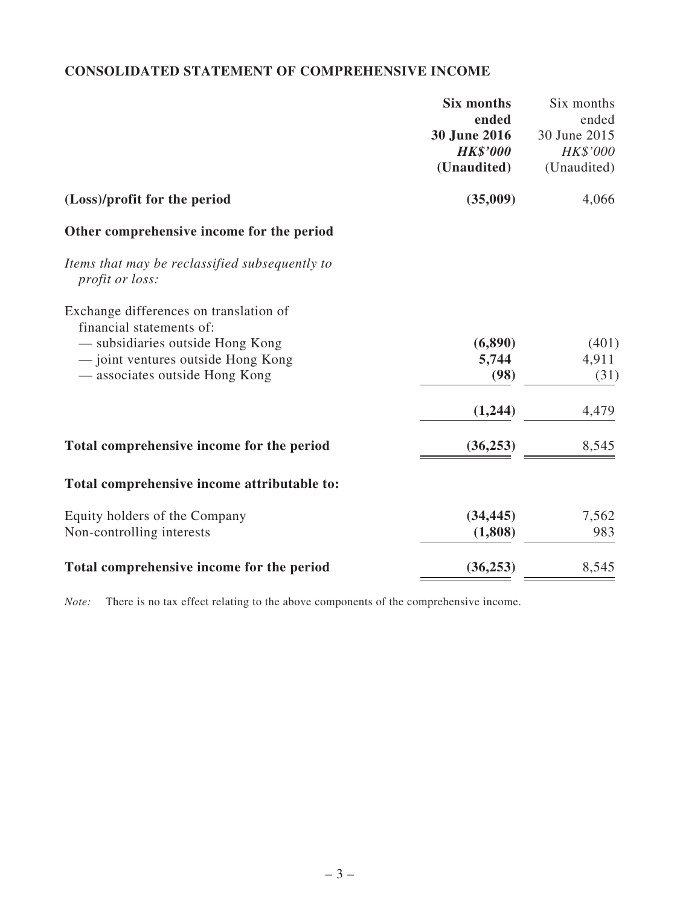## CONSOLIDATED STATEMENT OF COMPREHENSIVE INCOME

| | **Six months ended 30 June 2016** ***HK$'000*** **(Unaudited)** | Six months ended 30 June 2015 *HK$'000* (Unaudited) |
|---|---|---|
| **(Loss)/profit for the period** | **(35,009)** | 4,066 |
| **Other comprehensive income for the period** | | |
| *Items that may be reclassified subsequently to profit or loss:* | | |
| Exchange differences on translation of financial statements of: | | |
| — subsidiaries outside Hong Kong | **(6,890)** | (401) |
| — joint ventures outside Hong Kong | **5,744** | 4,911 |
| — associates outside Hong Kong | **(98)** | (31) |
| | **(1,244)** | 4,479 |
| **Total comprehensive income for the period** | **(36,253)** | 8,545 |
| **Total comprehensive income attributable to:** | | |
| Equity holders of the Company | **(34,445)** | 7,562 |
| Non-controlling interests | **(1,808)** | 983 |
| **Total comprehensive income for the period** | **(36,253)** | 8,545 |

*Note:* There is no tax effect relating to the above components of the comprehensive income.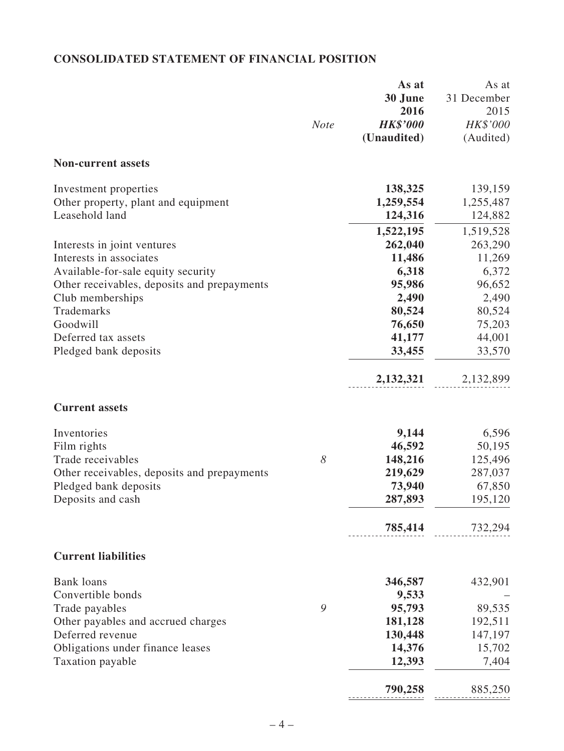## CONSOLIDATED STATEMENT OF FINANCIAL POSITION

| | *Note* | **As at 30 June 2016** *HK$'000* **(Unaudited)** | As at 31 December 2015 *HK$'000* (Audited) |
|---|---|---|---|
| **Non-current assets** | | | |
| Investment properties | | **138,325** | 139,159 |
| Other property, plant and equipment | | **1,259,554** | 1,255,487 |
| Leasehold land | | **124,316** | 124,882 |
| | | **1,522,195** | 1,519,528 |
| Interests in joint ventures | | **262,040** | 263,290 |
| Interests in associates | | **11,486** | 11,269 |
| Available-for-sale equity security | | **6,318** | 6,372 |
| Other receivables, deposits and prepayments | | **95,986** | 96,652 |
| Club memberships | | **2,490** | 2,490 |
| Trademarks | | **80,524** | 80,524 |
| Goodwill | | **76,650** | 75,203 |
| Deferred tax assets | | **41,177** | 44,001 |
| Pledged bank deposits | | **33,455** | 33,570 |
| | | **2,132,321** | 2,132,899 |
| **Current assets** | | | |
| Inventories | | **9,144** | 6,596 |
| Film rights | | **46,592** | 50,195 |
| Trade receivables | *8* | **148,216** | 125,496 |
| Other receivables, deposits and prepayments | | **219,629** | 287,037 |
| Pledged bank deposits | | **73,940** | 67,850 |
| Deposits and cash | | **287,893** | 195,120 |
| | | **785,414** | 732,294 |
| **Current liabilities** | | | |
| Bank loans | | **346,587** | 432,901 |
| Convertible bonds | | **9,533** | – |
| Trade payables | *9* | **95,793** | 89,535 |
| Other payables and accrued charges | | **181,128** | 192,511 |
| Deferred revenue | | **130,448** | 147,197 |
| Obligations under finance leases | | **14,376** | 15,702 |
| Taxation payable | | **12,393** | 7,404 |
| | | **790,258** | 885,250 |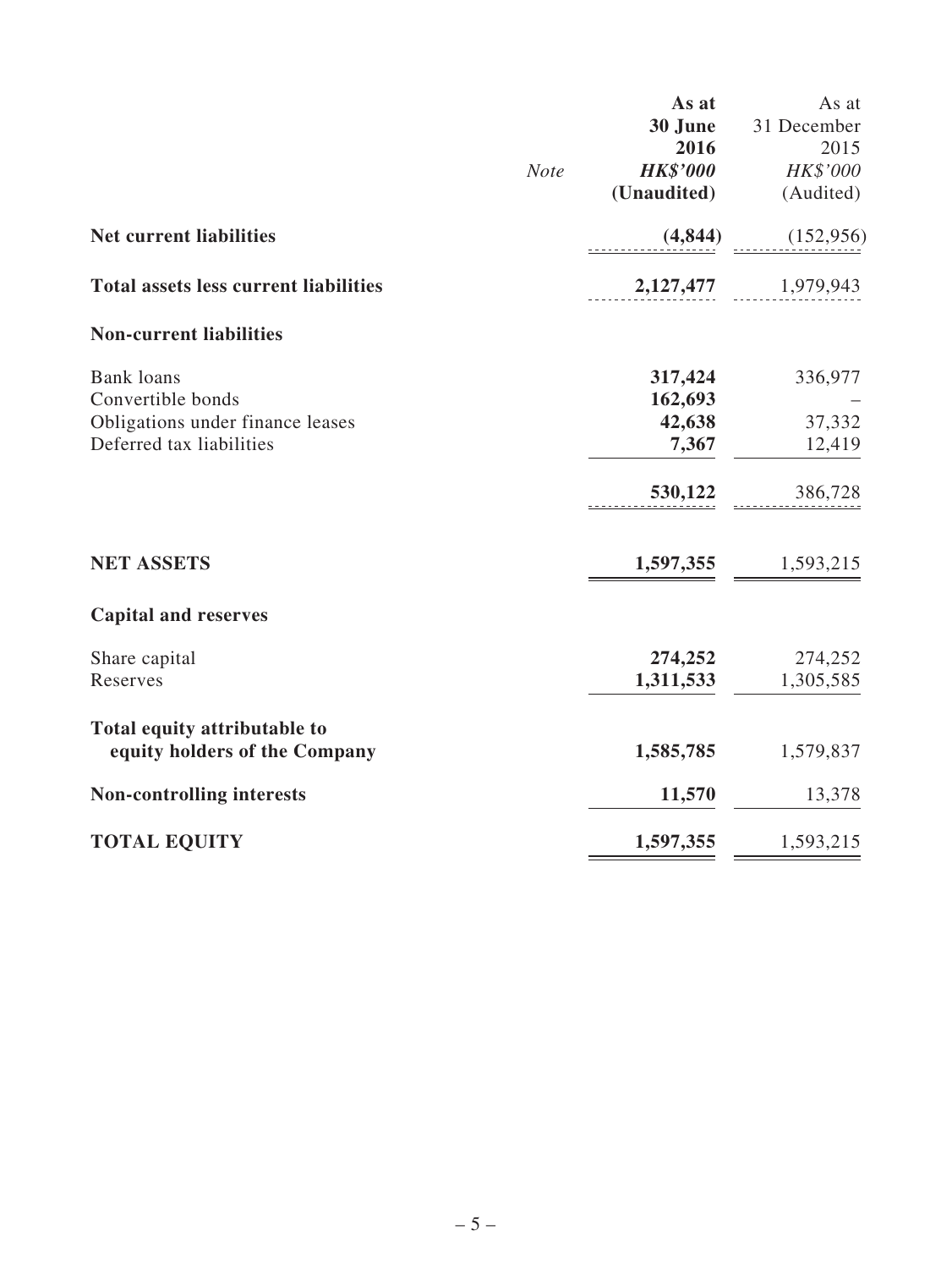| | Note | As at 30 June 2016 HK$'000 (Unaudited) | As at 31 December 2015 HK$'000 (Audited) |
|---|---|---|---|
| **Net current liabilities** | | **(4,844)** | (152,956) |
| **Total assets less current liabilities** | | **2,127,477** | 1,979,943 |
| **Non-current liabilities** | | | |
| Bank loans | | **317,424** | 336,977 |
| Convertible bonds | | **162,693** | – |
| Obligations under finance leases | | **42,638** | 37,332 |
| Deferred tax liabilities | | **7,367** | 12,419 |
| | | **530,122** | 386,728 |
| **NET ASSETS** | | **1,597,355** | 1,593,215 |
| **Capital and reserves** | | | |
| Share capital | | **274,252** | 274,252 |
| Reserves | | **1,311,533** | 1,305,585 |
| **Total equity attributable to equity holders of the Company** | | **1,585,785** | 1,579,837 |
| **Non-controlling interests** | | **11,570** | 13,378 |
| **TOTAL EQUITY** | | **1,597,355** | 1,593,215 |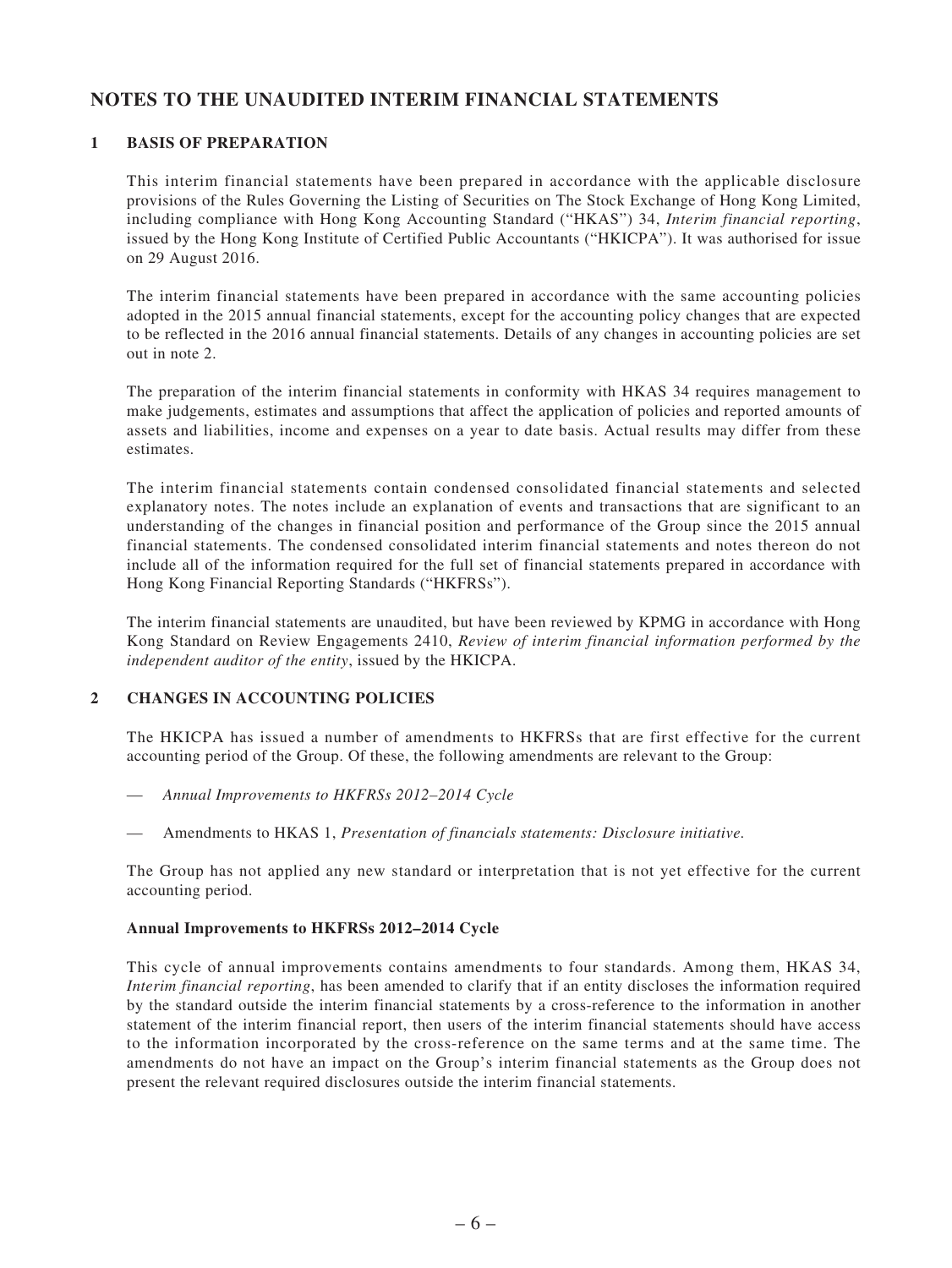# NOTES TO THE UNAUDITED INTERIM FINANCIAL STATEMENTS

## 1 BASIS OF PREPARATION

This interim financial statements have been prepared in accordance with the applicable disclosure provisions of the Rules Governing the Listing of Securities on The Stock Exchange of Hong Kong Limited, including compliance with Hong Kong Accounting Standard ("HKAS") 34, *Interim financial reporting*, issued by the Hong Kong Institute of Certified Public Accountants ("HKICPA"). It was authorised for issue on 29 August 2016.

The interim financial statements have been prepared in accordance with the same accounting policies adopted in the 2015 annual financial statements, except for the accounting policy changes that are expected to be reflected in the 2016 annual financial statements. Details of any changes in accounting policies are set out in note 2.

The preparation of the interim financial statements in conformity with HKAS 34 requires management to make judgements, estimates and assumptions that affect the application of policies and reported amounts of assets and liabilities, income and expenses on a year to date basis. Actual results may differ from these estimates.

The interim financial statements contain condensed consolidated financial statements and selected explanatory notes. The notes include an explanation of events and transactions that are significant to an understanding of the changes in financial position and performance of the Group since the 2015 annual financial statements. The condensed consolidated interim financial statements and notes thereon do not include all of the information required for the full set of financial statements prepared in accordance with Hong Kong Financial Reporting Standards ("HKFRSs").

The interim financial statements are unaudited, but have been reviewed by KPMG in accordance with Hong Kong Standard on Review Engagements 2410, *Review of interim financial information performed by the independent auditor of the entity*, issued by the HKICPA.

## 2 CHANGES IN ACCOUNTING POLICIES

The HKICPA has issued a number of amendments to HKFRSs that are first effective for the current accounting period of the Group. Of these, the following amendments are relevant to the Group:

— *Annual Improvements to HKFRSs 2012–2014 Cycle*

— Amendments to HKAS 1, *Presentation of financials statements: Disclosure initiative.*

The Group has not applied any new standard or interpretation that is not yet effective for the current accounting period.

### Annual Improvements to HKFRSs 2012–2014 Cycle

This cycle of annual improvements contains amendments to four standards. Among them, HKAS 34, *Interim financial reporting*, has been amended to clarify that if an entity discloses the information required by the standard outside the interim financial statements by a cross-reference to the information in another statement of the interim financial report, then users of the interim financial statements should have access to the information incorporated by the cross-reference on the same terms and at the same time. The amendments do not have an impact on the Group's interim financial statements as the Group does not present the relevant required disclosures outside the interim financial statements.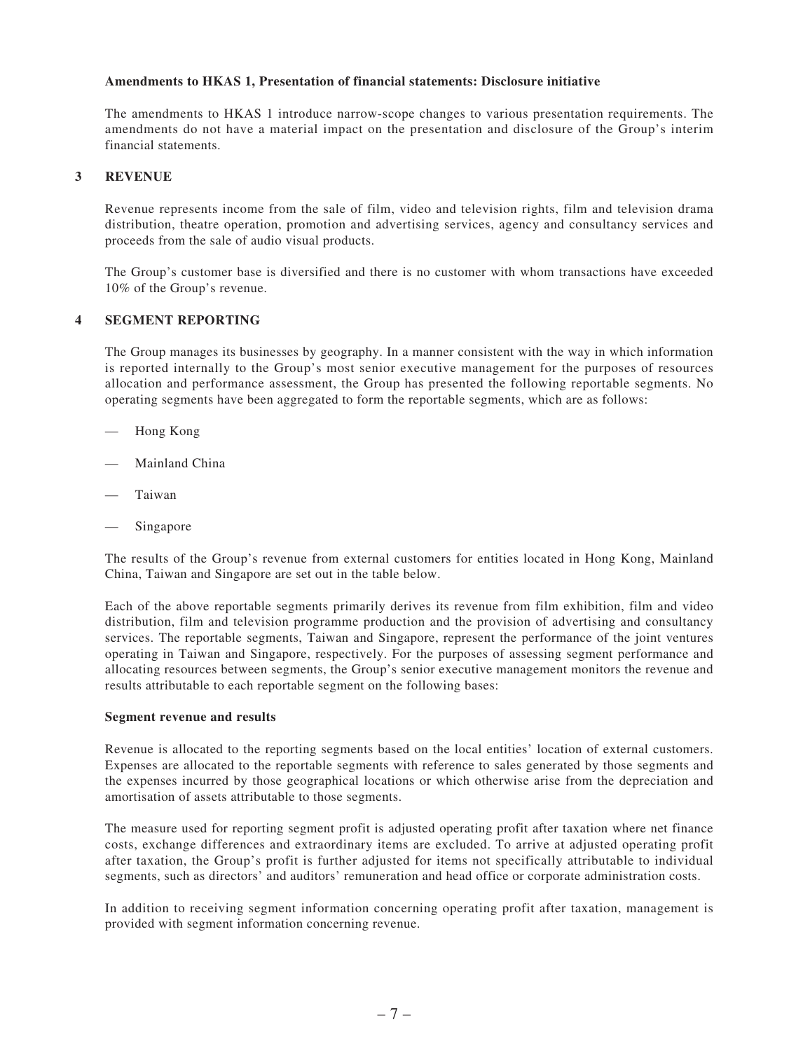**Amendments to HKAS 1, Presentation of financial statements: Disclosure initiative**

The amendments to HKAS 1 introduce narrow-scope changes to various presentation requirements. The amendments do not have a material impact on the presentation and disclosure of the Group's interim financial statements.

## 3 REVENUE

Revenue represents income from the sale of film, video and television rights, film and television drama distribution, theatre operation, promotion and advertising services, agency and consultancy services and proceeds from the sale of audio visual products.

The Group's customer base is diversified and there is no customer with whom transactions have exceeded 10% of the Group's revenue.

## 4 SEGMENT REPORTING

The Group manages its businesses by geography. In a manner consistent with the way in which information is reported internally to the Group's most senior executive management for the purposes of resources allocation and performance assessment, the Group has presented the following reportable segments. No operating segments have been aggregated to form the reportable segments, which are as follows:

- Hong Kong
- Mainland China
- Taiwan
- Singapore

The results of the Group's revenue from external customers for entities located in Hong Kong, Mainland China, Taiwan and Singapore are set out in the table below.

Each of the above reportable segments primarily derives its revenue from film exhibition, film and video distribution, film and television programme production and the provision of advertising and consultancy services. The reportable segments, Taiwan and Singapore, represent the performance of the joint ventures operating in Taiwan and Singapore, respectively. For the purposes of assessing segment performance and allocating resources between segments, the Group's senior executive management monitors the revenue and results attributable to each reportable segment on the following bases:

**Segment revenue and results**

Revenue is allocated to the reporting segments based on the local entities' location of external customers. Expenses are allocated to the reportable segments with reference to sales generated by those segments and the expenses incurred by those geographical locations or which otherwise arise from the depreciation and amortisation of assets attributable to those segments.

The measure used for reporting segment profit is adjusted operating profit after taxation where net finance costs, exchange differences and extraordinary items are excluded. To arrive at adjusted operating profit after taxation, the Group's profit is further adjusted for items not specifically attributable to individual segments, such as directors' and auditors' remuneration and head office or corporate administration costs.

In addition to receiving segment information concerning operating profit after taxation, management is provided with segment information concerning revenue.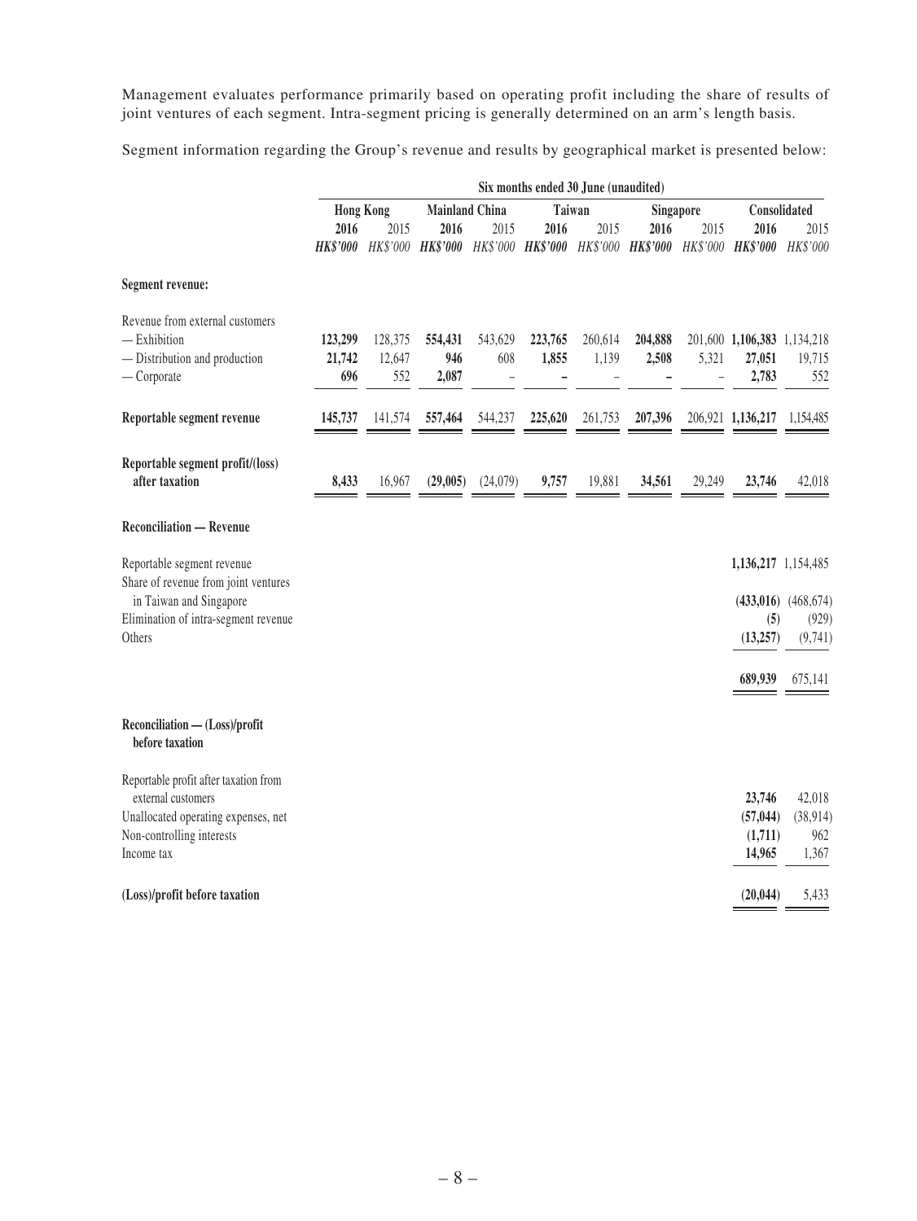Management evaluates performance primarily based on operating profit including the share of results of joint ventures of each segment. Intra-segment pricing is generally determined on an arm's length basis.

Segment information regarding the Group's revenue and results by geographical market is presented below:

| | Six months ended 30 June (unaudited) | | | | | | | | | |
|---|---|---|---|---|---|---|---|---|---|---|
| | Hong Kong | | Mainland China | | Taiwan | | Singapore | | Consolidated | |
| | **2016** | 2015 | **2016** | 2015 | **2016** | 2015 | **2016** | 2015 | **2016** | 2015 |
| | ***HK$'000*** | *HK$'000* | ***HK$'000*** | *HK$'000* | ***HK$'000*** | *HK$'000* | ***HK$'000*** | *HK$'000* | ***HK$'000*** | *HK$'000* |
| **Segment revenue:** | | | | | | | | | | |
| Revenue from external customers | | | | | | | | | | |
| — Exhibition | **123,299** | 128,375 | **554,431** | 543,629 | **223,765** | 260,614 | **204,888** | 201,600 | **1,106,383** | 1,134,218 |
| — Distribution and production | **21,742** | 12,647 | **946** | 608 | **1,855** | 1,139 | **2,508** | 5,321 | **27,051** | 19,715 |
| — Corporate | **696** | 552 | **2,087** | – | **–** | – | **–** | – | **2,783** | 552 |
| **Reportable segment revenue** | **145,737** | 141,574 | **557,464** | 544,237 | **225,620** | 261,753 | **207,396** | 206,921 | **1,136,217** | 1,154,485 |
| **Reportable segment profit/(loss) after taxation** | **8,433** | 16,967 | **(29,005)** | (24,079) | **9,757** | 19,881 | **34,561** | 29,249 | **23,746** | 42,018 |
| **Reconciliation — Revenue** | | | | | | | | | | |
| Reportable segment revenue | | | | | | | | | **1,136,217** | 1,154,485 |
| Share of revenue from joint ventures in Taiwan and Singapore | | | | | | | | | **(433,016)** | (468,674) |
| Elimination of intra-segment revenue | | | | | | | | | **(5)** | (929) |
| Others | | | | | | | | | **(13,257)** | (9,741) |
| | | | | | | | | | **689,939** | 675,141 |
| **Reconciliation — (Loss)/profit before taxation** | | | | | | | | | | |
| Reportable profit after taxation from external customers | | | | | | | | | **23,746** | 42,018 |
| Unallocated operating expenses, net | | | | | | | | | **(57,044)** | (38,914) |
| Non-controlling interests | | | | | | | | | **(1,711)** | 962 |
| Income tax | | | | | | | | | **14,965** | 1,367 |
| **(Loss)/profit before taxation** | | | | | | | | | **(20,044)** | 5,433 |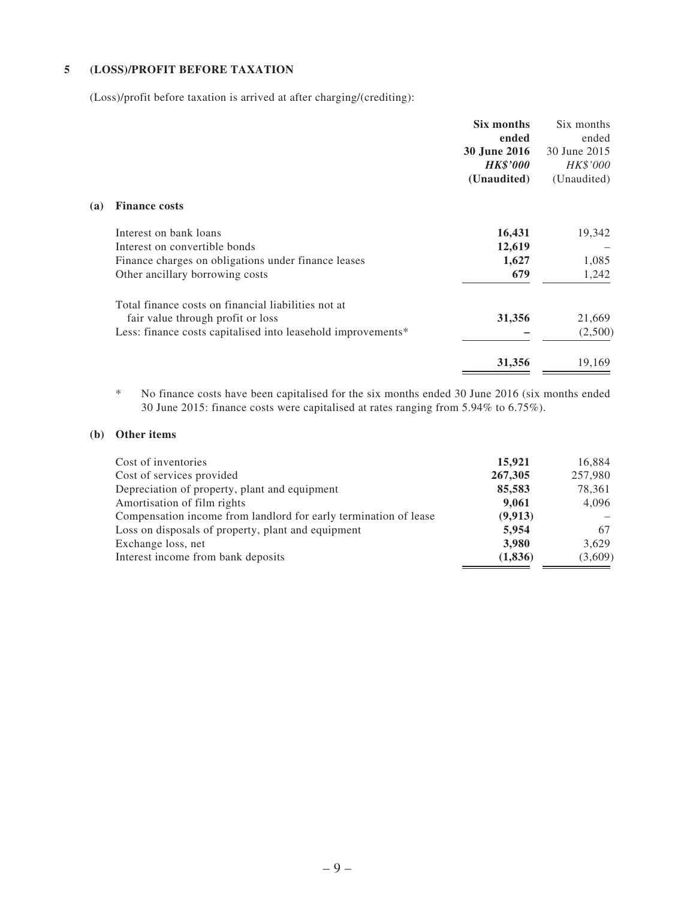# 5 (LOSS)/PROFIT BEFORE TAXATION

(Loss)/profit before taxation is arrived at after charging/(crediting):

| | Six months ended 30 June 2016 *HK$'000* (Unaudited) | Six months ended 30 June 2015 *HK$'000* (Unaudited) |
|---|---|---|
| **(a) Finance costs** | | |
| Interest on bank loans | **16,431** | 19,342 |
| Interest on convertible bonds | **12,619** | – |
| Finance charges on obligations under finance leases | **1,627** | 1,085 |
| Other ancillary borrowing costs | **679** | 1,242 |
| Total finance costs on financial liabilities not at fair value through profit or loss | **31,356** | 21,669 |
| Less: finance costs capitalised into leasehold improvements* | **–** | (2,500) |
| | **31,356** | 19,169 |

\* No finance costs have been capitalised for the six months ended 30 June 2016 (six months ended 30 June 2015: finance costs were capitalised at rates ranging from 5.94% to 6.75%).

| | Six months ended 30 June 2016 *HK$'000* (Unaudited) | Six months ended 30 June 2015 *HK$'000* (Unaudited) |
|---|---|---|
| **(b) Other items** | | |
| Cost of inventories | **15,921** | 16,884 |
| Cost of services provided | **267,305** | 257,980 |
| Depreciation of property, plant and equipment | **85,583** | 78,361 |
| Amortisation of film rights | **9,061** | 4,096 |
| Compensation income from landlord for early termination of lease | **(9,913)** | – |
| Loss on disposals of property, plant and equipment | **5,954** | 67 |
| Exchange loss, net | **3,980** | 3,629 |
| Interest income from bank deposits | **(1,836)** | (3,609) |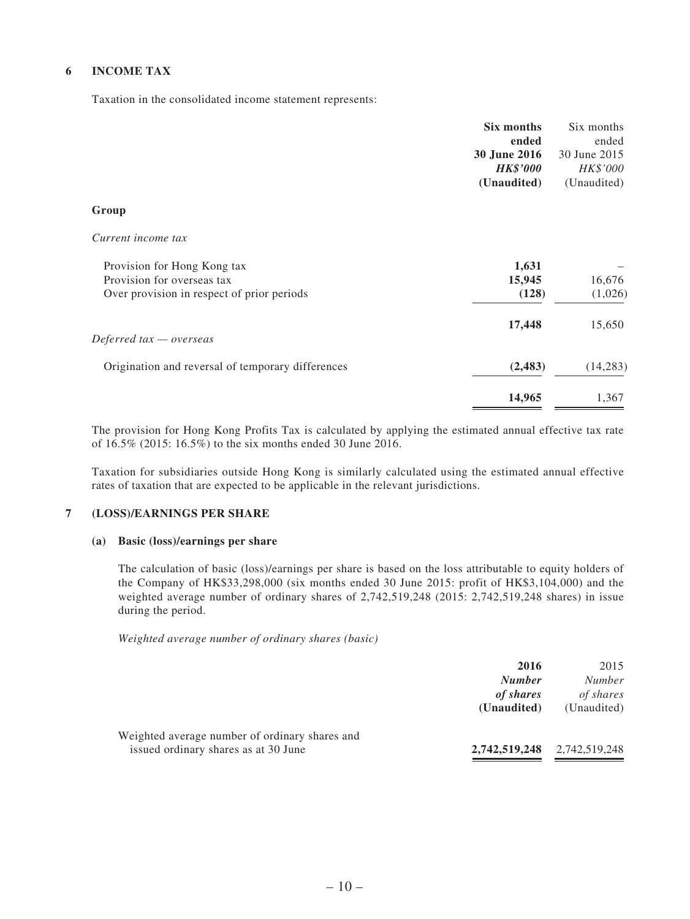## 6 INCOME TAX

Taxation in the consolidated income statement represents:

| | **Six months ended 30 June 2016** ***HK$'000*** **(Unaudited)** | Six months ended 30 June 2015 *HK$'000* (Unaudited) |
|---|---|---|
| **Group** | | |
| *Current income tax* | | |
| Provision for Hong Kong tax | **1,631** | – |
| Provision for overseas tax | **15,945** | 16,676 |
| Over provision in respect of prior periods | **(128)** | (1,026) |
| | **17,448** | 15,650 |
| *Deferred tax — overseas* | | |
| Origination and reversal of temporary differences | **(2,483)** | (14,283) |
| | **14,965** | 1,367 |

The provision for Hong Kong Profits Tax is calculated by applying the estimated annual effective tax rate of 16.5% (2015: 16.5%) to the six months ended 30 June 2016.

Taxation for subsidiaries outside Hong Kong is similarly calculated using the estimated annual effective rates of taxation that are expected to be applicable in the relevant jurisdictions.

## 7 (LOSS)/EARNINGS PER SHARE

### (a) Basic (loss)/earnings per share

The calculation of basic (loss)/earnings per share is based on the loss attributable to equity holders of the Company of HK$33,298,000 (six months ended 30 June 2015: profit of HK$3,104,000) and the weighted average number of ordinary shares of 2,742,519,248 (2015: 2,742,519,248 shares) in issue during the period.

*Weighted average number of ordinary shares (basic)*

| | **2016** ***Number of shares*** **(Unaudited)** | 2015 *Number of shares* (Unaudited) |
|---|---|---|
| Weighted average number of ordinary shares and issued ordinary shares as at 30 June | **2,742,519,248** | 2,742,519,248 |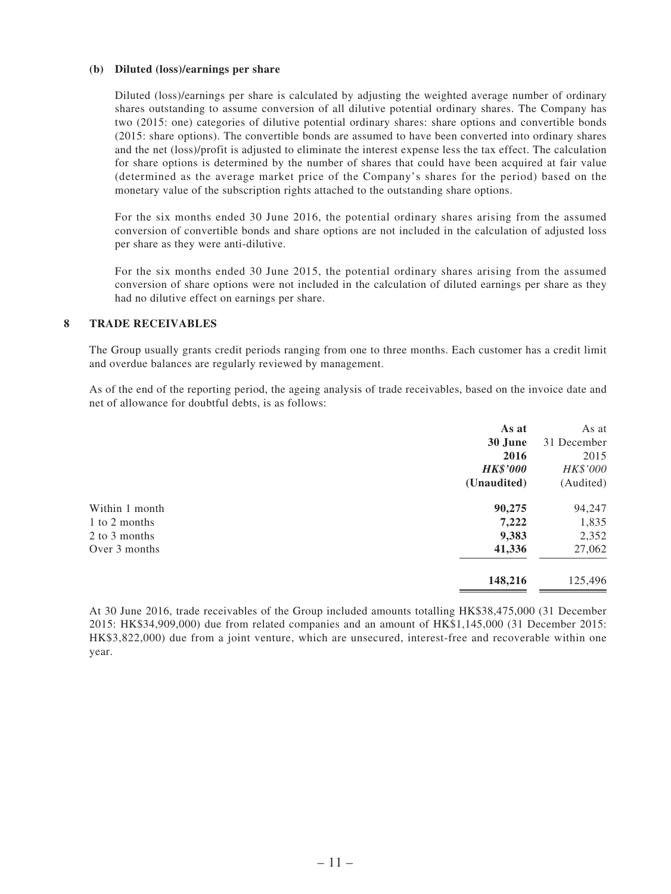**(b) Diluted (loss)/earnings per share**

Diluted (loss)/earnings per share is calculated by adjusting the weighted average number of ordinary shares outstanding to assume conversion of all dilutive potential ordinary shares. The Company has two (2015: one) categories of dilutive potential ordinary shares: share options and convertible bonds (2015: share options). The convertible bonds are assumed to have been converted into ordinary shares and the net (loss)/profit is adjusted to eliminate the interest expense less the tax effect. The calculation for share options is determined by the number of shares that could have been acquired at fair value (determined as the average market price of the Company's shares for the period) based on the monetary value of the subscription rights attached to the outstanding share options.

For the six months ended 30 June 2016, the potential ordinary shares arising from the assumed conversion of convertible bonds and share options are not included in the calculation of adjusted loss per share as they were anti-dilutive.

For the six months ended 30 June 2015, the potential ordinary shares arising from the assumed conversion of share options were not included in the calculation of diluted earnings per share as they had no dilutive effect on earnings per share.

## 8 TRADE RECEIVABLES

The Group usually grants credit periods ranging from one to three months. Each customer has a credit limit and overdue balances are regularly reviewed by management.

As of the end of the reporting period, the ageing analysis of trade receivables, based on the invoice date and net of allowance for doubtful debts, is as follows:

| | **As at 30 June 2016** | As at 31 December 2015 |
|---|---|---|
| | ***HK$'000*** | *HK$'000* |
| | **(Unaudited)** | (Audited) |
| Within 1 month | **90,275** | 94,247 |
| 1 to 2 months | **7,222** | 1,835 |
| 2 to 3 months | **9,383** | 2,352 |
| Over 3 months | **41,336** | 27,062 |
| | **148,216** | 125,496 |

At 30 June 2016, trade receivables of the Group included amounts totalling HK$38,475,000 (31 December 2015: HK$34,909,000) due from related companies and an amount of HK$1,145,000 (31 December 2015: HK$3,822,000) due from a joint venture, which are unsecured, interest-free and recoverable within one year.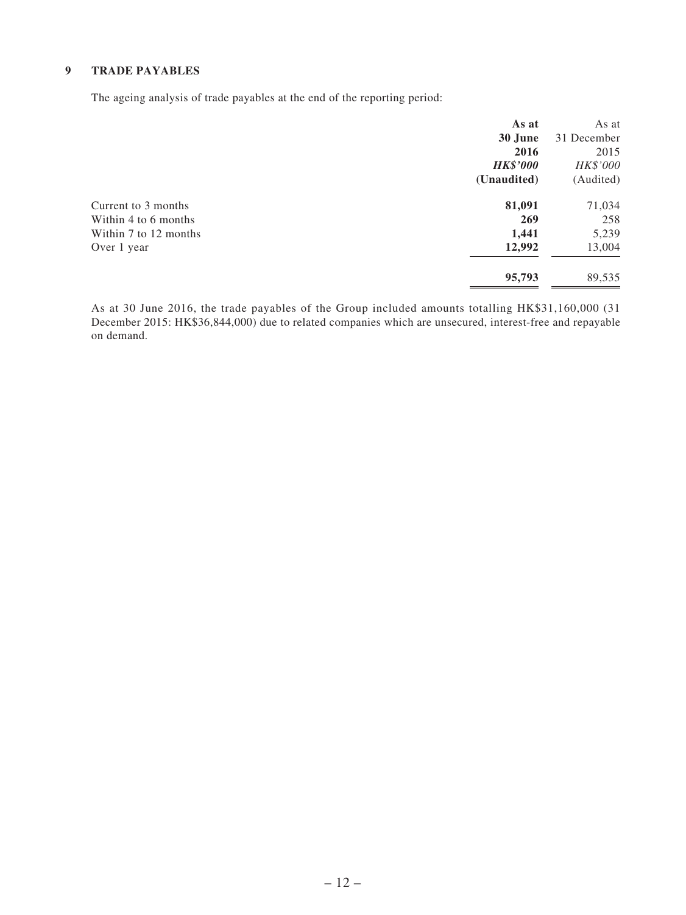## 9 TRADE PAYABLES

The ageing analysis of trade payables at the end of the reporting period:

| | **As at 30 June 2016** | As at 31 December 2015 |
|---|---|---|
| | ***HK$'000*** | *HK$'000* |
| | **(Unaudited)** | (Audited) |
| Current to 3 months | **81,091** | 71,034 |
| Within 4 to 6 months | **269** | 258 |
| Within 7 to 12 months | **1,441** | 5,239 |
| Over 1 year | **12,992** | 13,004 |
| | **95,793** | 89,535 |

As at 30 June 2016, the trade payables of the Group included amounts totalling HK$31,160,000 (31 December 2015: HK$36,844,000) due to related companies which are unsecured, interest-free and repayable on demand.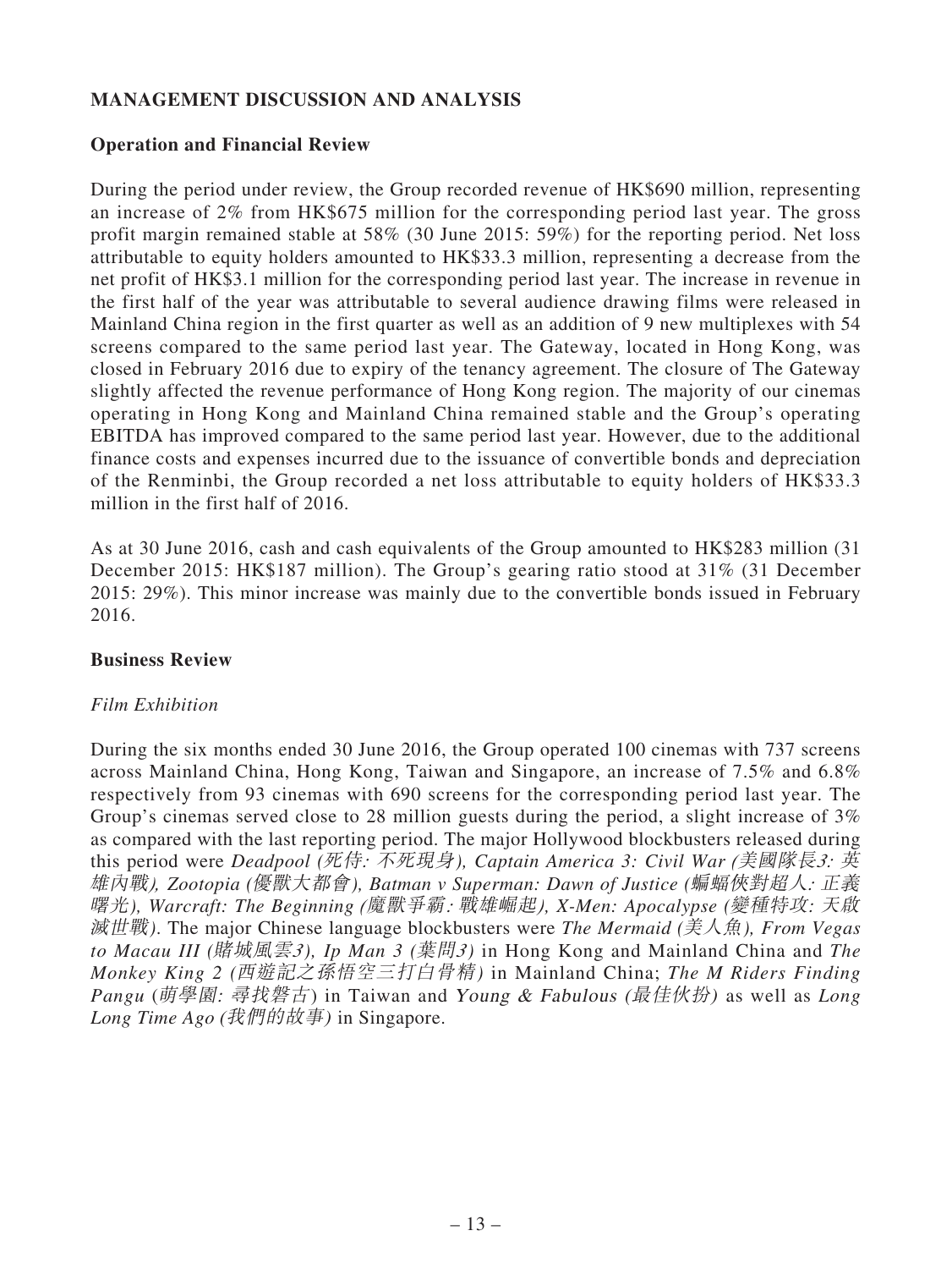## MANAGEMENT DISCUSSION AND ANALYSIS

### Operation and Financial Review

During the period under review, the Group recorded revenue of HK$690 million, representing an increase of 2% from HK$675 million for the corresponding period last year. The gross profit margin remained stable at 58% (30 June 2015: 59%) for the reporting period. Net loss attributable to equity holders amounted to HK$33.3 million, representing a decrease from the net profit of HK$3.1 million for the corresponding period last year. The increase in revenue in the first half of the year was attributable to several audience drawing films were released in Mainland China region in the first quarter as well as an addition of 9 new multiplexes with 54 screens compared to the same period last year. The Gateway, located in Hong Kong, was closed in February 2016 due to expiry of the tenancy agreement. The closure of The Gateway slightly affected the revenue performance of Hong Kong region. The majority of our cinemas operating in Hong Kong and Mainland China remained stable and the Group's operating EBITDA has improved compared to the same period last year. However, due to the additional finance costs and expenses incurred due to the issuance of convertible bonds and depreciation of the Renminbi, the Group recorded a net loss attributable to equity holders of HK$33.3 million in the first half of 2016.

As at 30 June 2016, cash and cash equivalents of the Group amounted to HK$283 million (31 December 2015: HK$187 million). The Group's gearing ratio stood at 31% (31 December 2015: 29%). This minor increase was mainly due to the convertible bonds issued in February 2016.

### Business Review

*Film Exhibition*

During the six months ended 30 June 2016, the Group operated 100 cinemas with 737 screens across Mainland China, Hong Kong, Taiwan and Singapore, an increase of 7.5% and 6.8% respectively from 93 cinemas with 690 screens for the corresponding period last year. The Group's cinemas served close to 28 million guests during the period, a slight increase of 3% as compared with the last reporting period. The major Hollywood blockbusters released during this period were *Deadpool (死侍: 不死現身), Captain America 3: Civil War (美國隊長3: 英雄內戰), Zootopia (優獸大都會), Batman v Superman: Dawn of Justice (蝙蝠俠對超人: 正義曙光), Warcraft: The Beginning (魔獸爭霸: 戰雄崛起), X-Men: Apocalypse (變種特攻: 天啟滅世戰)*. The major Chinese language blockbusters were *The Mermaid (美人魚), From Vegas to Macau III (賭城風雲3), Ip Man 3 (葉問3)* in Hong Kong and Mainland China and *The Monkey King 2 (西遊記之孫悟空三打白骨精)* in Mainland China; *The M Riders Finding Pangu* (*萌學園: 尋找磐古*) in Taiwan and *Young & Fabulous (最佳伙扮)* as well as *Long Long Time Ago (我們的故事)* in Singapore.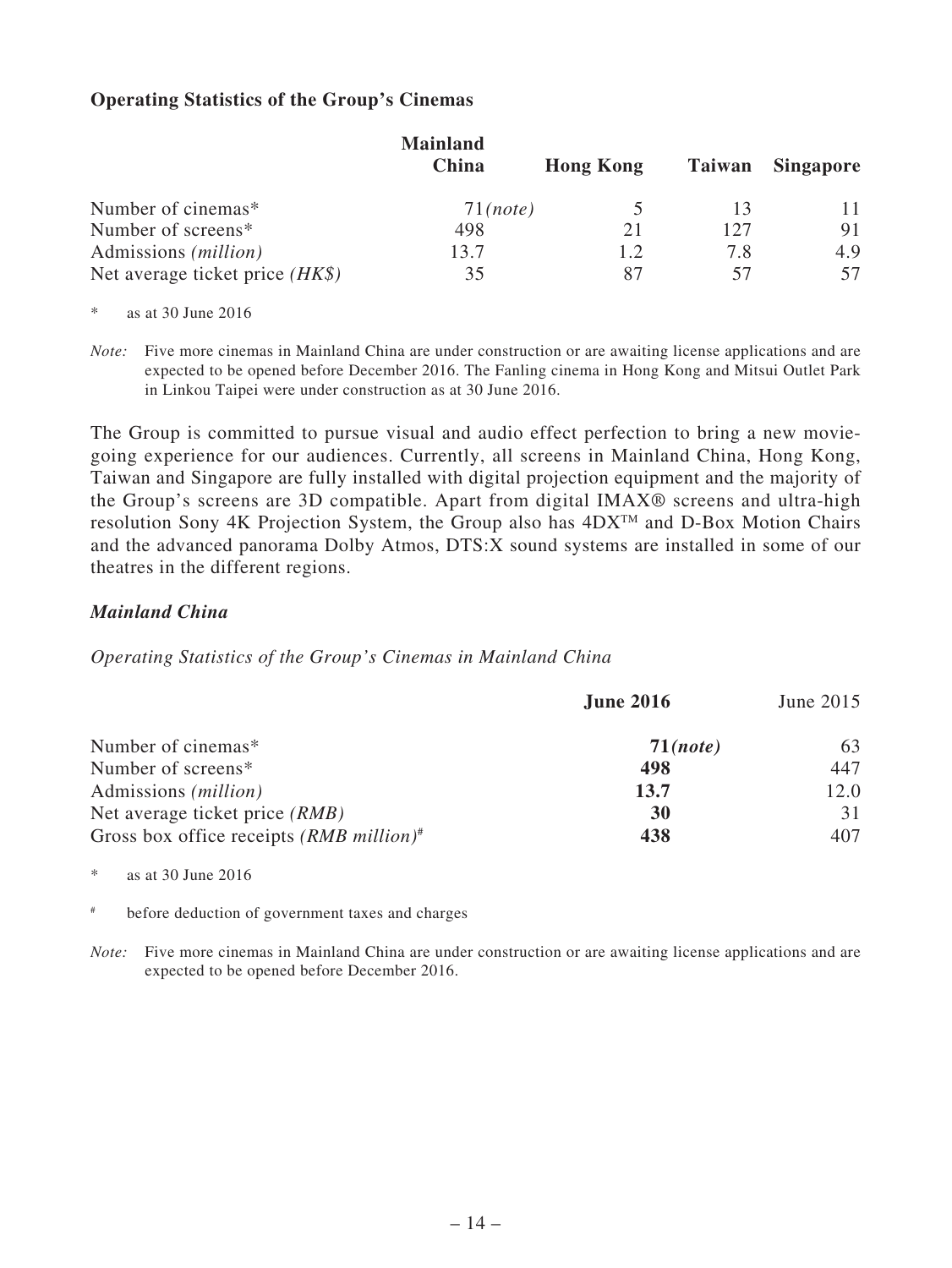**Operating Statistics of the Group's Cinemas**

| | **Mainland China** | **Hong Kong** | **Taiwan** | **Singapore** |
|---|---|---|---|---|
| Number of cinemas* | 71*(note)* | 5 | 13 | 11 |
| Number of screens* | 498 | 21 | 127 | 91 |
| Admissions *(million)* | 13.7 | 1.2 | 7.8 | 4.9 |
| Net average ticket price *(HK$)* | 35 | 87 | 57 | 57 |

\* as at 30 June 2016

*Note:* Five more cinemas in Mainland China are under construction or are awaiting license applications and are expected to be opened before December 2016. The Fanling cinema in Hong Kong and Mitsui Outlet Park in Linkou Taipei were under construction as at 30 June 2016.

The Group is committed to pursue visual and audio effect perfection to bring a new movie-going experience for our audiences. Currently, all screens in Mainland China, Hong Kong, Taiwan and Singapore are fully installed with digital projection equipment and the majority of the Group's screens are 3D compatible. Apart from digital IMAX® screens and ultra-high resolution Sony 4K Projection System, the Group also has 4DX™ and D-Box Motion Chairs and the advanced panorama Dolby Atmos, DTS:X sound systems are installed in some of our theatres in the different regions.

***Mainland China***

*Operating Statistics of the Group's Cinemas in Mainland China*

| | **June 2016** | June 2015 |
|---|---|---|
| Number of cinemas* | **71*(note)*** | 63 |
| Number of screens* | **498** | 447 |
| Admissions *(million)* | **13.7** | 12.0 |
| Net average ticket price *(RMB)* | **30** | 31 |
| Gross box office receipts *(RMB million)*# | **438** | 407 |

\* as at 30 June 2016

\# before deduction of government taxes and charges

*Note:* Five more cinemas in Mainland China are under construction or are awaiting license applications and are expected to be opened before December 2016.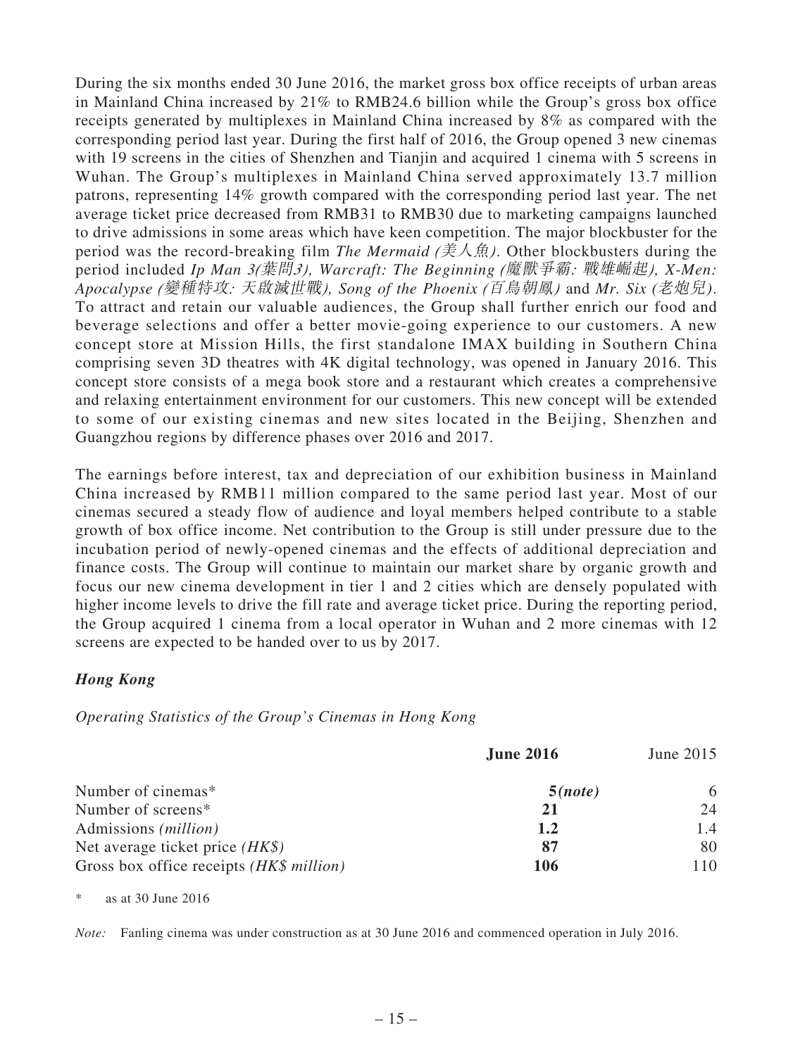During the six months ended 30 June 2016, the market gross box office receipts of urban areas in Mainland China increased by 21% to RMB24.6 billion while the Group's gross box office receipts generated by multiplexes in Mainland China increased by 8% as compared with the corresponding period last year. During the first half of 2016, the Group opened 3 new cinemas with 19 screens in the cities of Shenzhen and Tianjin and acquired 1 cinema with 5 screens in Wuhan. The Group's multiplexes in Mainland China served approximately 13.7 million patrons, representing 14% growth compared with the corresponding period last year. The net average ticket price decreased from RMB31 to RMB30 due to marketing campaigns launched to drive admissions in some areas which have keen competition. The major blockbuster for the period was the record-breaking film *The Mermaid (美人魚)*. Other blockbusters during the period included *Ip Man 3(葉問3), Warcraft: The Beginning (魔獸爭霸: 戰雄崛起), X-Men: Apocalypse (變種特攻: 天啟滅世戰), Song of the Phoenix (百鳥朝鳳)* and *Mr. Six (老炮兒)*. To attract and retain our valuable audiences, the Group shall further enrich our food and beverage selections and offer a better movie-going experience to our customers. A new concept store at Mission Hills, the first standalone IMAX building in Southern China comprising seven 3D theatres with 4K digital technology, was opened in January 2016. This concept store consists of a mega book store and a restaurant which creates a comprehensive and relaxing entertainment environment for our customers. This new concept will be extended to some of our existing cinemas and new sites located in the Beijing, Shenzhen and Guangzhou regions by difference phases over 2016 and 2017.

The earnings before interest, tax and depreciation of our exhibition business in Mainland China increased by RMB11 million compared to the same period last year. Most of our cinemas secured a steady flow of audience and loyal members helped contribute to a stable growth of box office income. Net contribution to the Group is still under pressure due to the incubation period of newly-opened cinemas and the effects of additional depreciation and finance costs. The Group will continue to maintain our market share by organic growth and focus our new cinema development in tier 1 and 2 cities which are densely populated with higher income levels to drive the fill rate and average ticket price. During the reporting period, the Group acquired 1 cinema from a local operator in Wuhan and 2 more cinemas with 12 screens are expected to be handed over to us by 2017.

### *Hong Kong*

*Operating Statistics of the Group's Cinemas in Hong Kong*

| | **June 2016** | June 2015 |
|---|---|---|
| Number of cinemas* | **5*(note)*** | 6 |
| Number of screens* | **21** | 24 |
| Admissions *(million)* | **1.2** | 1.4 |
| Net average ticket price *(HK$)* | **87** | 80 |
| Gross box office receipts *(HK$ million)* | **106** | 110 |

\* as at 30 June 2016

*Note:* Fanling cinema was under construction as at 30 June 2016 and commenced operation in July 2016.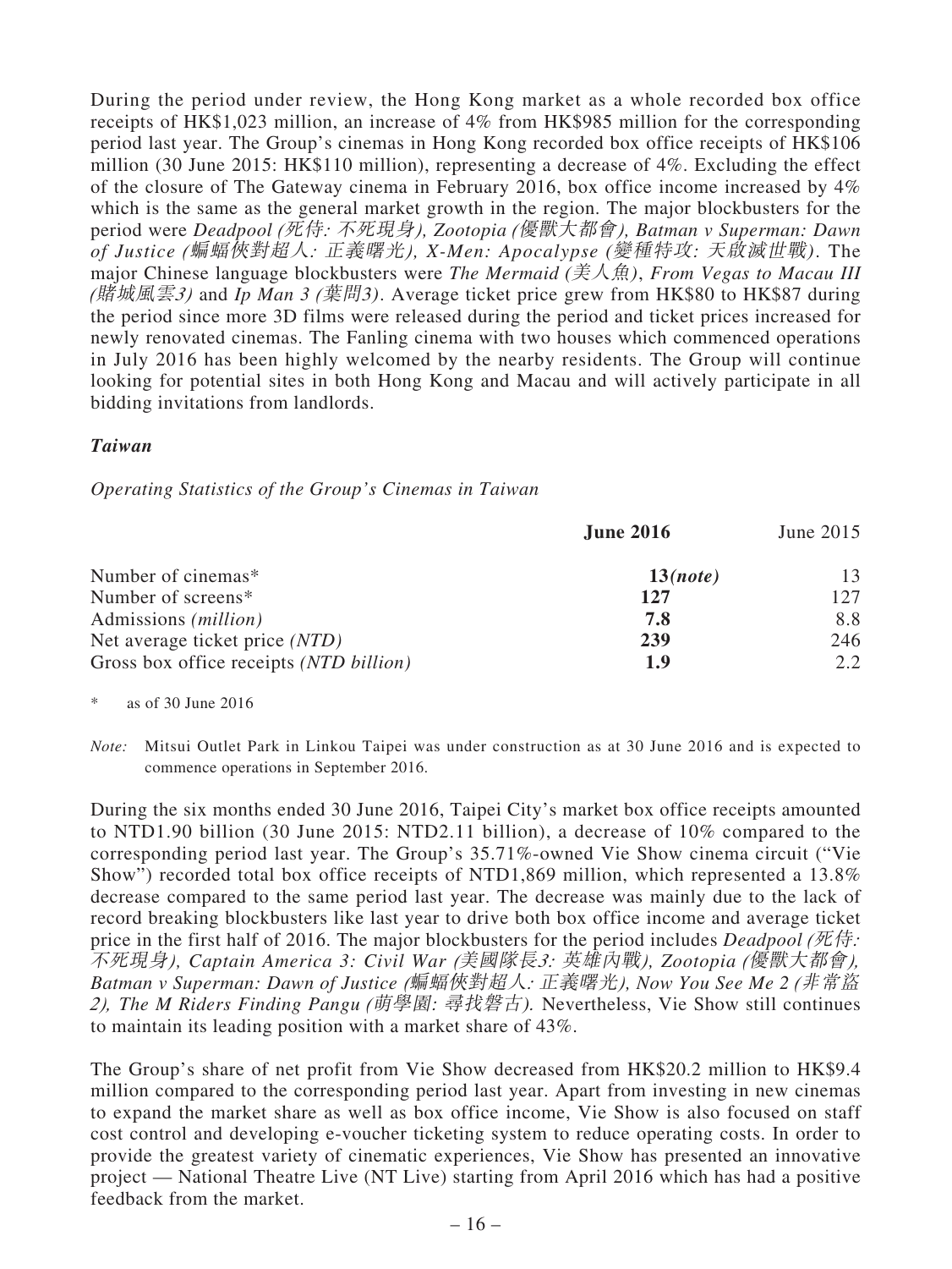During the period under review, the Hong Kong market as a whole recorded box office receipts of HK$1,023 million, an increase of 4% from HK$985 million for the corresponding period last year. The Group's cinemas in Hong Kong recorded box office receipts of HK$106 million (30 June 2015: HK$110 million), representing a decrease of 4%. Excluding the effect of the closure of The Gateway cinema in February 2016, box office income increased by 4% which is the same as the general market growth in the region. The major blockbusters for the period were *Deadpool (死侍: 不死現身), Zootopia (優獸大都會), Batman v Superman: Dawn of Justice (蝙蝠俠對超人: 正義曙光), X-Men: Apocalypse (變種特攻: 天啟滅世戰)*. The major Chinese language blockbusters were *The Mermaid (美人魚)*, *From Vegas to Macau III (賭城風雲3)* and *Ip Man 3 (葉問3)*. Average ticket price grew from HK$80 to HK$87 during the period since more 3D films were released during the period and ticket prices increased for newly renovated cinemas. The Fanling cinema with two houses which commenced operations in July 2016 has been highly welcomed by the nearby residents. The Group will continue looking for potential sites in both Hong Kong and Macau and will actively participate in all bidding invitations from landlords.

### *Taiwan*

*Operating Statistics of the Group's Cinemas in Taiwan*

| | **June 2016** | June 2015 |
|---|---|---|
| Number of cinemas* | **13*(note)*** | 13 |
| Number of screens* | **127** | 127 |
| Admissions *(million)* | **7.8** | 8.8 |
| Net average ticket price *(NTD)* | **239** | 246 |
| Gross box office receipts *(NTD billion)* | **1.9** | 2.2 |

\* as of 30 June 2016

*Note:* Mitsui Outlet Park in Linkou Taipei was under construction as at 30 June 2016 and is expected to commence operations in September 2016.

During the six months ended 30 June 2016, Taipei City's market box office receipts amounted to NTD1.90 billion (30 June 2015: NTD2.11 billion), a decrease of 10% compared to the corresponding period last year. The Group's 35.71%-owned Vie Show cinema circuit ("Vie Show") recorded total box office receipts of NTD1,869 million, which represented a 13.8% decrease compared to the same period last year. The decrease was mainly due to the lack of record breaking blockbusters like last year to drive both box office income and average ticket price in the first half of 2016. The major blockbusters for the period includes *Deadpool (死侍: 不死現身), Captain America 3: Civil War (美國隊長3: 英雄內戰), Zootopia (優獸大都會), Batman v Superman: Dawn of Justice (蝙蝠俠對超人: 正義曙光), Now You See Me 2 (非常盜 2), The M Riders Finding Pangu (萌學園: 尋找磐古).* Nevertheless, Vie Show still continues to maintain its leading position with a market share of 43%.

The Group's share of net profit from Vie Show decreased from HK$20.2 million to HK$9.4 million compared to the corresponding period last year. Apart from investing in new cinemas to expand the market share as well as box office income, Vie Show is also focused on staff cost control and developing e-voucher ticketing system to reduce operating costs. In order to provide the greatest variety of cinematic experiences, Vie Show has presented an innovative project — National Theatre Live (NT Live) starting from April 2016 which has had a positive feedback from the market.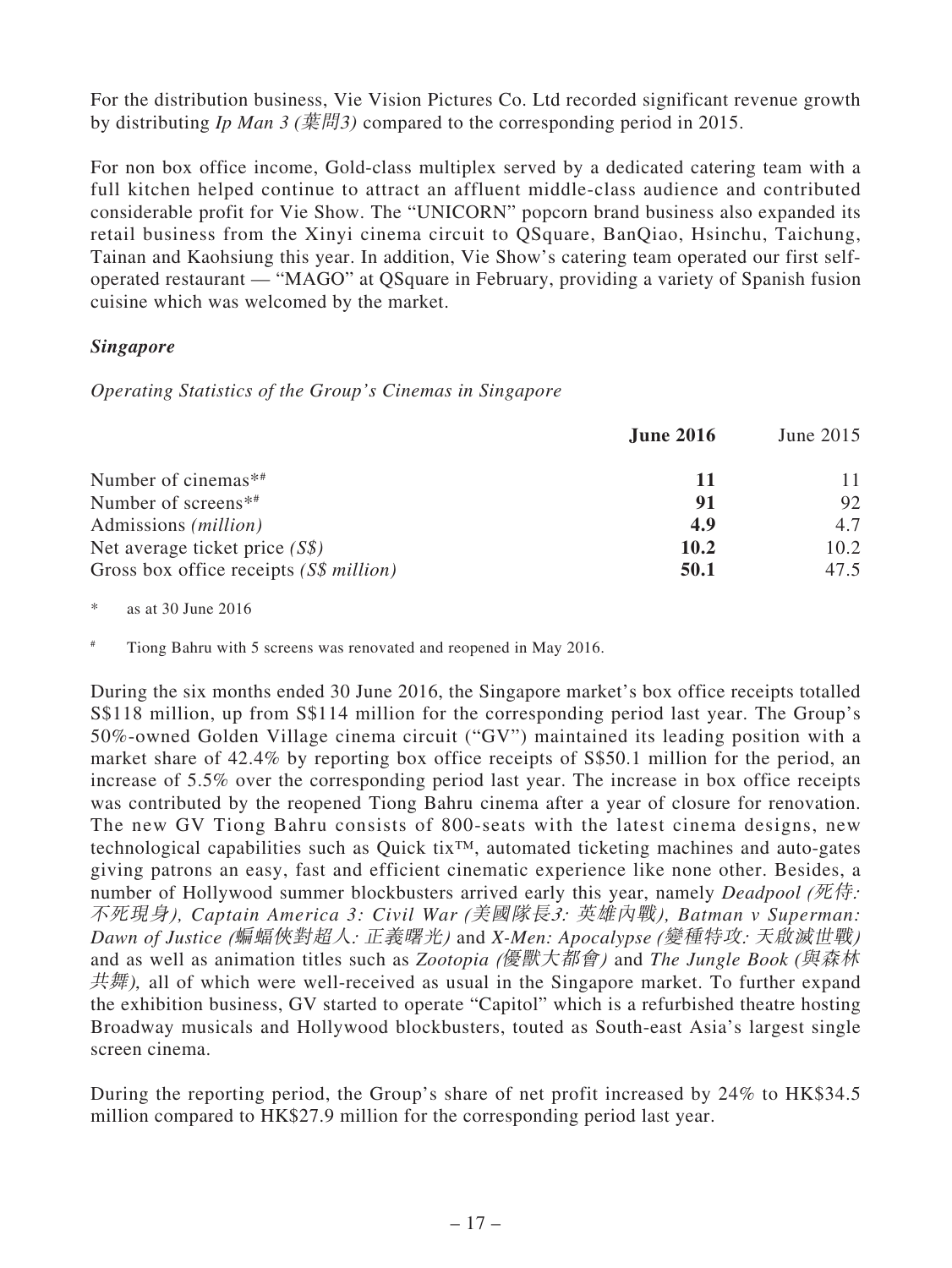For the distribution business, Vie Vision Pictures Co. Ltd recorded significant revenue growth by distributing *Ip Man 3 (葉問3)* compared to the corresponding period in 2015.

For non box office income, Gold-class multiplex served by a dedicated catering team with a full kitchen helped continue to attract an affluent middle-class audience and contributed considerable profit for Vie Show. The "UNICORN" popcorn brand business also expanded its retail business from the Xinyi cinema circuit to QSquare, BanQiao, Hsinchu, Taichung, Tainan and Kaohsiung this year. In addition, Vie Show's catering team operated our first self-operated restaurant — "MAGO" at QSquare in February, providing a variety of Spanish fusion cuisine which was welcomed by the market.

### *Singapore*

*Operating Statistics of the Group's Cinemas in Singapore*

| | **June 2016** | June 2015 |
|---|---|---|
| Number of cinemas*# | **11** | 11 |
| Number of screens*# | **91** | 92 |
| Admissions *(million)* | **4.9** | 4.7 |
| Net average ticket price *(S$)* | **10.2** | 10.2 |
| Gross box office receipts *(S$ million)* | **50.1** | 47.5 |

\* as at 30 June 2016

\# Tiong Bahru with 5 screens was renovated and reopened in May 2016.

During the six months ended 30 June 2016, the Singapore market's box office receipts totalled S$118 million, up from S$114 million for the corresponding period last year. The Group's 50%-owned Golden Village cinema circuit ("GV") maintained its leading position with a market share of 42.4% by reporting box office receipts of S$50.1 million for the period, an increase of 5.5% over the corresponding period last year. The increase in box office receipts was contributed by the reopened Tiong Bahru cinema after a year of closure for renovation. The new GV Tiong Bahru consists of 800-seats with the latest cinema designs, new technological capabilities such as Quick tix™, automated ticketing machines and auto-gates giving patrons an easy, fast and efficient cinematic experience like none other. Besides, a number of Hollywood summer blockbusters arrived early this year, namely *Deadpool (死侍: 不死現身), Captain America 3: Civil War (美國隊長3: 英雄內戰), Batman v Superman: Dawn of Justice (蝙蝠俠對超人: 正義曙光)* and *X-Men: Apocalypse (變種特攻: 天啟滅世戰)* and as well as animation titles such as *Zootopia (優獸大都會)* and *The Jungle Book (與森林共舞),* all of which were well-received as usual in the Singapore market. To further expand the exhibition business, GV started to operate "Capitol" which is a refurbished theatre hosting Broadway musicals and Hollywood blockbusters, touted as South-east Asia's largest single screen cinema.

During the reporting period, the Group's share of net profit increased by 24% to HK$34.5 million compared to HK$27.9 million for the corresponding period last year.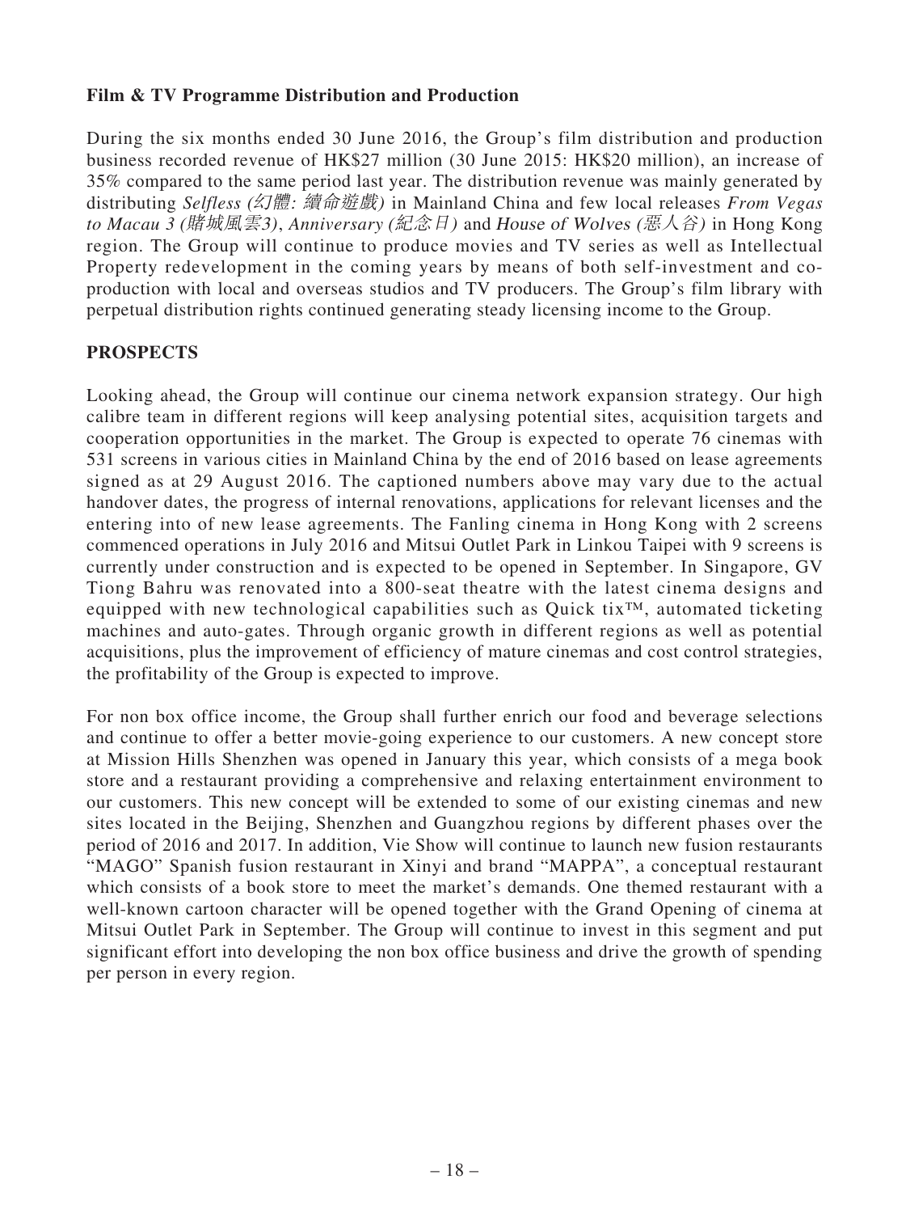**Film & TV Programme Distribution and Production**

During the six months ended 30 June 2016, the Group's film distribution and production business recorded revenue of HK$27 million (30 June 2015: HK$20 million), an increase of 35% compared to the same period last year. The distribution revenue was mainly generated by distributing *Selfless (幻體: 續命遊戲)* in Mainland China and few local releases *From Vegas to Macau 3 (賭城風雲3)*, *Anniversary (紀念日)* and *House of Wolves (惡人谷)* in Hong Kong region. The Group will continue to produce movies and TV series as well as Intellectual Property redevelopment in the coming years by means of both self-investment and co-production with local and overseas studios and TV producers. The Group's film library with perpetual distribution rights continued generating steady licensing income to the Group.

## PROSPECTS

Looking ahead, the Group will continue our cinema network expansion strategy. Our high calibre team in different regions will keep analysing potential sites, acquisition targets and cooperation opportunities in the market. The Group is expected to operate 76 cinemas with 531 screens in various cities in Mainland China by the end of 2016 based on lease agreements signed as at 29 August 2016. The captioned numbers above may vary due to the actual handover dates, the progress of internal renovations, applications for relevant licenses and the entering into of new lease agreements. The Fanling cinema in Hong Kong with 2 screens commenced operations in July 2016 and Mitsui Outlet Park in Linkou Taipei with 9 screens is currently under construction and is expected to be opened in September. In Singapore, GV Tiong Bahru was renovated into a 800-seat theatre with the latest cinema designs and equipped with new technological capabilities such as Quick tix™, automated ticketing machines and auto-gates. Through organic growth in different regions as well as potential acquisitions, plus the improvement of efficiency of mature cinemas and cost control strategies, the profitability of the Group is expected to improve.

For non box office income, the Group shall further enrich our food and beverage selections and continue to offer a better movie-going experience to our customers. A new concept store at Mission Hills Shenzhen was opened in January this year, which consists of a mega book store and a restaurant providing a comprehensive and relaxing entertainment environment to our customers. This new concept will be extended to some of our existing cinemas and new sites located in the Beijing, Shenzhen and Guangzhou regions by different phases over the period of 2016 and 2017. In addition, Vie Show will continue to launch new fusion restaurants "MAGO" Spanish fusion restaurant in Xinyi and brand "MAPPA", a conceptual restaurant which consists of a book store to meet the market's demands. One themed restaurant with a well-known cartoon character will be opened together with the Grand Opening of cinema at Mitsui Outlet Park in September. The Group will continue to invest in this segment and put significant effort into developing the non box office business and drive the growth of spending per person in every region.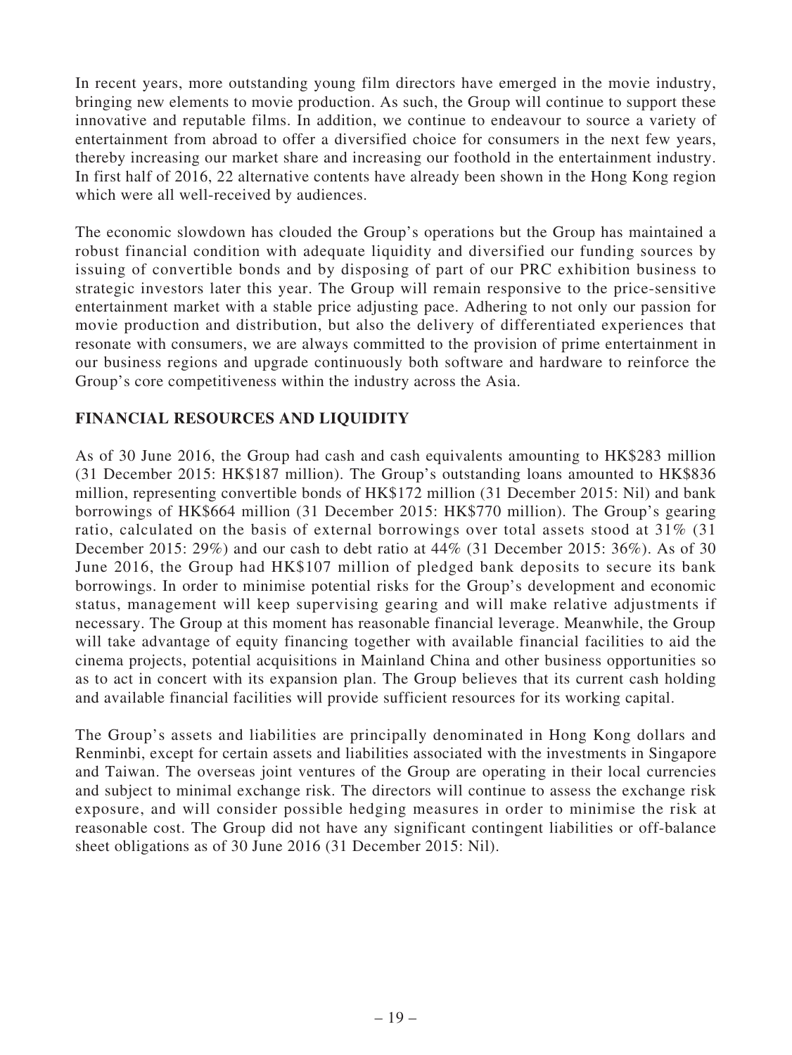In recent years, more outstanding young film directors have emerged in the movie industry, bringing new elements to movie production. As such, the Group will continue to support these innovative and reputable films. In addition, we continue to endeavour to source a variety of entertainment from abroad to offer a diversified choice for consumers in the next few years, thereby increasing our market share and increasing our foothold in the entertainment industry. In first half of 2016, 22 alternative contents have already been shown in the Hong Kong region which were all well-received by audiences.

The economic slowdown has clouded the Group's operations but the Group has maintained a robust financial condition with adequate liquidity and diversified our funding sources by issuing of convertible bonds and by disposing of part of our PRC exhibition business to strategic investors later this year. The Group will remain responsive to the price-sensitive entertainment market with a stable price adjusting pace. Adhering to not only our passion for movie production and distribution, but also the delivery of differentiated experiences that resonate with consumers, we are always committed to the provision of prime entertainment in our business regions and upgrade continuously both software and hardware to reinforce the Group's core competitiveness within the industry across the Asia.

## FINANCIAL RESOURCES AND LIQUIDITY

As of 30 June 2016, the Group had cash and cash equivalents amounting to HK$283 million (31 December 2015: HK$187 million). The Group's outstanding loans amounted to HK$836 million, representing convertible bonds of HK$172 million (31 December 2015: Nil) and bank borrowings of HK$664 million (31 December 2015: HK$770 million). The Group's gearing ratio, calculated on the basis of external borrowings over total assets stood at 31% (31 December 2015: 29%) and our cash to debt ratio at 44% (31 December 2015: 36%). As of 30 June 2016, the Group had HK$107 million of pledged bank deposits to secure its bank borrowings. In order to minimise potential risks for the Group's development and economic status, management will keep supervising gearing and will make relative adjustments if necessary. The Group at this moment has reasonable financial leverage. Meanwhile, the Group will take advantage of equity financing together with available financial facilities to aid the cinema projects, potential acquisitions in Mainland China and other business opportunities so as to act in concert with its expansion plan. The Group believes that its current cash holding and available financial facilities will provide sufficient resources for its working capital.

The Group's assets and liabilities are principally denominated in Hong Kong dollars and Renminbi, except for certain assets and liabilities associated with the investments in Singapore and Taiwan. The overseas joint ventures of the Group are operating in their local currencies and subject to minimal exchange risk. The directors will continue to assess the exchange risk exposure, and will consider possible hedging measures in order to minimise the risk at reasonable cost. The Group did not have any significant contingent liabilities or off-balance sheet obligations as of 30 June 2016 (31 December 2015: Nil).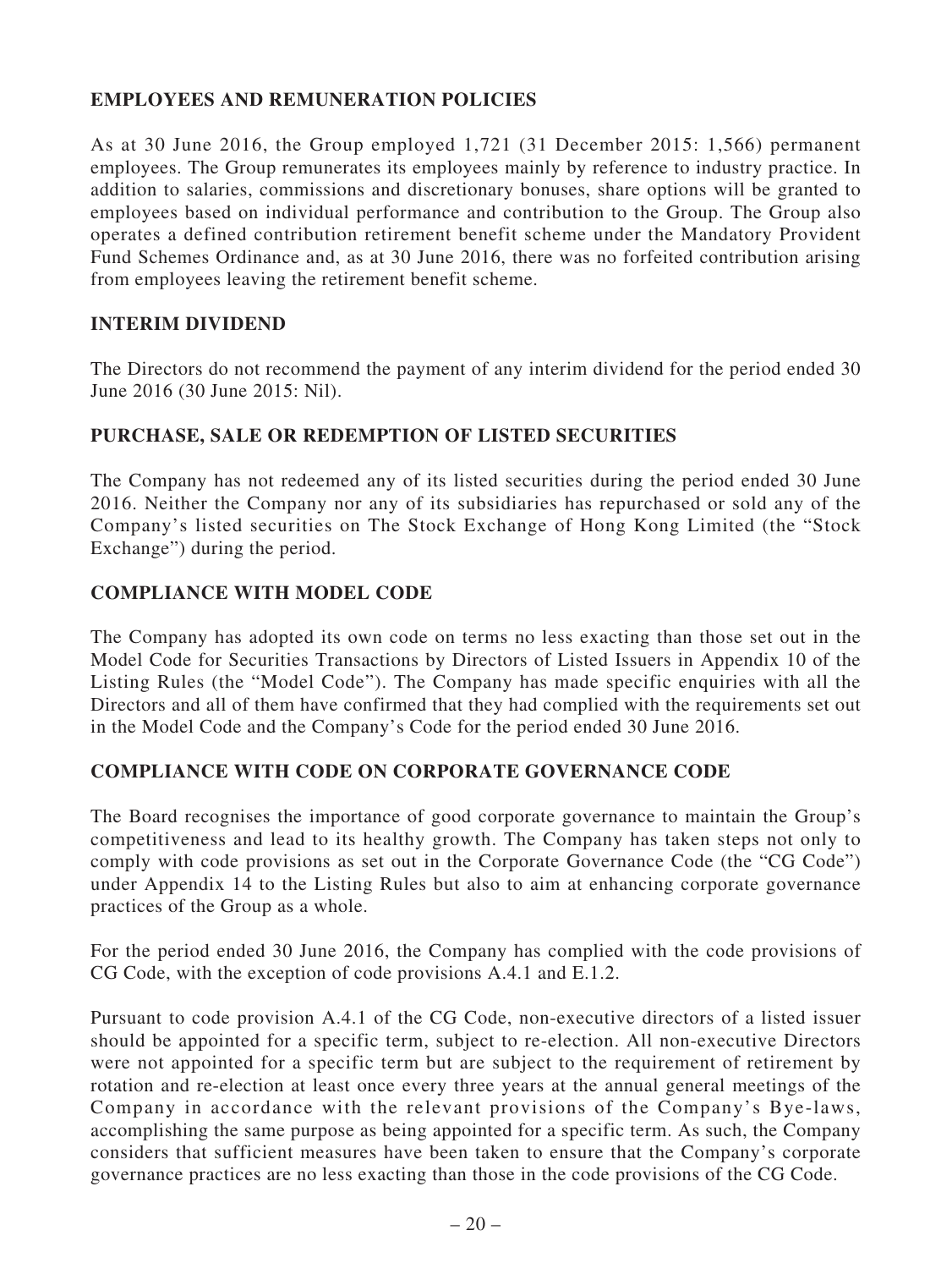## EMPLOYEES AND REMUNERATION POLICIES

As at 30 June 2016, the Group employed 1,721 (31 December 2015: 1,566) permanent employees. The Group remunerates its employees mainly by reference to industry practice. In addition to salaries, commissions and discretionary bonuses, share options will be granted to employees based on individual performance and contribution to the Group. The Group also operates a defined contribution retirement benefit scheme under the Mandatory Provident Fund Schemes Ordinance and, as at 30 June 2016, there was no forfeited contribution arising from employees leaving the retirement benefit scheme.

## INTERIM DIVIDEND

The Directors do not recommend the payment of any interim dividend for the period ended 30 June 2016 (30 June 2015: Nil).

## PURCHASE, SALE OR REDEMPTION OF LISTED SECURITIES

The Company has not redeemed any of its listed securities during the period ended 30 June 2016. Neither the Company nor any of its subsidiaries has repurchased or sold any of the Company's listed securities on The Stock Exchange of Hong Kong Limited (the "Stock Exchange") during the period.

## COMPLIANCE WITH MODEL CODE

The Company has adopted its own code on terms no less exacting than those set out in the Model Code for Securities Transactions by Directors of Listed Issuers in Appendix 10 of the Listing Rules (the "Model Code"). The Company has made specific enquiries with all the Directors and all of them have confirmed that they had complied with the requirements set out in the Model Code and the Company's Code for the period ended 30 June 2016.

## COMPLIANCE WITH CODE ON CORPORATE GOVERNANCE CODE

The Board recognises the importance of good corporate governance to maintain the Group's competitiveness and lead to its healthy growth. The Company has taken steps not only to comply with code provisions as set out in the Corporate Governance Code (the "CG Code") under Appendix 14 to the Listing Rules but also to aim at enhancing corporate governance practices of the Group as a whole.

For the period ended 30 June 2016, the Company has complied with the code provisions of CG Code, with the exception of code provisions A.4.1 and E.1.2.

Pursuant to code provision A.4.1 of the CG Code, non-executive directors of a listed issuer should be appointed for a specific term, subject to re-election. All non-executive Directors were not appointed for a specific term but are subject to the requirement of retirement by rotation and re-election at least once every three years at the annual general meetings of the Company in accordance with the relevant provisions of the Company's Bye-laws, accomplishing the same purpose as being appointed for a specific term. As such, the Company considers that sufficient measures have been taken to ensure that the Company's corporate governance practices are no less exacting than those in the code provisions of the CG Code.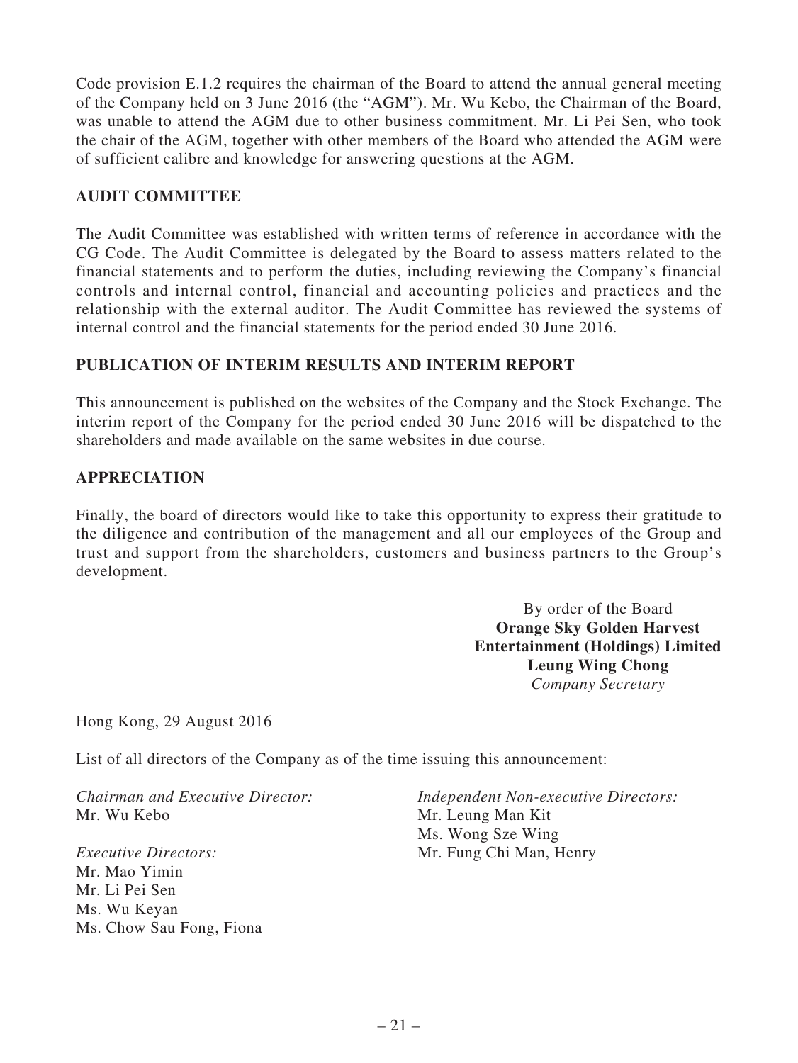Code provision E.1.2 requires the chairman of the Board to attend the annual general meeting of the Company held on 3 June 2016 (the "AGM"). Mr. Wu Kebo, the Chairman of the Board, was unable to attend the AGM due to other business commitment. Mr. Li Pei Sen, who took the chair of the AGM, together with other members of the Board who attended the AGM were of sufficient calibre and knowledge for answering questions at the AGM.

## AUDIT COMMITTEE

The Audit Committee was established with written terms of reference in accordance with the CG Code. The Audit Committee is delegated by the Board to assess matters related to the financial statements and to perform the duties, including reviewing the Company's financial controls and internal control, financial and accounting policies and practices and the relationship with the external auditor. The Audit Committee has reviewed the systems of internal control and the financial statements for the period ended 30 June 2016.

## PUBLICATION OF INTERIM RESULTS AND INTERIM REPORT

This announcement is published on the websites of the Company and the Stock Exchange. The interim report of the Company for the period ended 30 June 2016 will be dispatched to the shareholders and made available on the same websites in due course.

## APPRECIATION

Finally, the board of directors would like to take this opportunity to express their gratitude to the diligence and contribution of the management and all our employees of the Group and trust and support from the shareholders, customers and business partners to the Group's development.

By order of the Board
**Orange Sky Golden Harvest Entertainment (Holdings) Limited**
**Leung Wing Chong**
*Company Secretary*

Hong Kong, 29 August 2016

List of all directors of the Company as of the time issuing this announcement:

*Chairman and Executive Director:*
Mr. Wu Kebo

*Executive Directors:*
Mr. Mao Yimin
Mr. Li Pei Sen
Ms. Wu Keyan
Ms. Chow Sau Fong, Fiona

*Independent Non-executive Directors:*
Mr. Leung Man Kit
Ms. Wong Sze Wing
Mr. Fung Chi Man, Henry